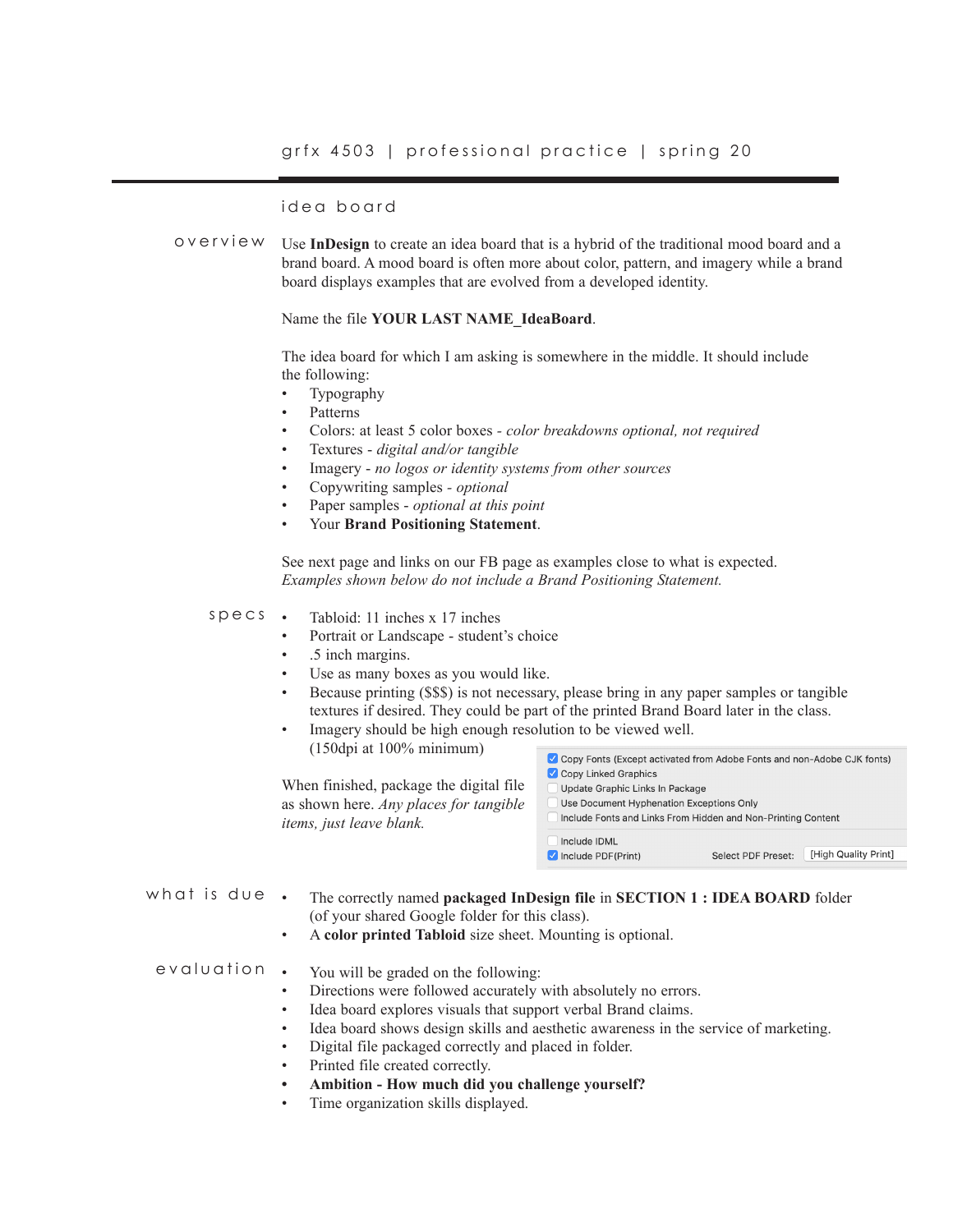# grfx 4503 | professional practice | spring 20

## idea board

### overview

Use **InDesign** to create an idea board that is a hybrid of the traditional mood board and a brand board. A mood board is often more about color, pattern, and imagery while a brand board displays examples that are evolved from a developed identity.

Name the file **YOUR LAST NAME_IdeaBoard**.

The idea board for which I am asking is somewhere in the middle. It should include the following:

- Typography
- Patterns
- Colors: at least 5 color boxes - *color breakdowns optional, not required*
- Textures - *digital and/or tangible*
- Imagery - *no logos or identity systems from other sources*
- Copywriting samples - *optional*
- Paper samples - *optional at this point*
- Your **Brand Positioning Statement**.

See next page and links on our FB page as examples close to what is expected.
*Examples shown below do not include a Brand Positioning Statement.*

### specs

- Tabloid: 11 inches x 17 inches
- Portrait or Landscape - student's choice
- .5 inch margins.
- Use as many boxes as you would like.
- Because printing ($$$) is not necessary, please bring in any paper samples or tangible textures if desired. They could be part of the printed Brand Board later in the class.
- Imagery should be high enough resolution to be viewed well. (150dpi at 100% minimum)

When finished, package the digital file as shown here. *Any places for tangible items, just leave blank.*

- [x] Copy Fonts (Except activated from Adobe Fonts and non-Adobe CJK fonts)
- [x] Copy Linked Graphics
- [ ] Update Graphic Links In Package
- [ ] Use Document Hyphenation Exceptions Only
- [ ] Include Fonts and Links From Hidden and Non-Printing Content
- [ ] Include IDML
- [x] Include PDF(Print) Select PDF Preset: [High Quality Print]

### what is due

- The correctly named **packaged InDesign file** in **SECTION 1 : IDEA BOARD** folder (of your shared Google folder for this class).
- A **color printed Tabloid** size sheet. Mounting is optional.

### evaluation

- You will be graded on the following:
- Directions were followed accurately with absolutely no errors.
- Idea board explores visuals that support verbal Brand claims.
- Idea board shows design skills and aesthetic awareness in the service of marketing.
- Digital file packaged correctly and placed in folder.
- Printed file created correctly.
- **Ambition - How much did you challenge yourself?**
- Time organization skills displayed.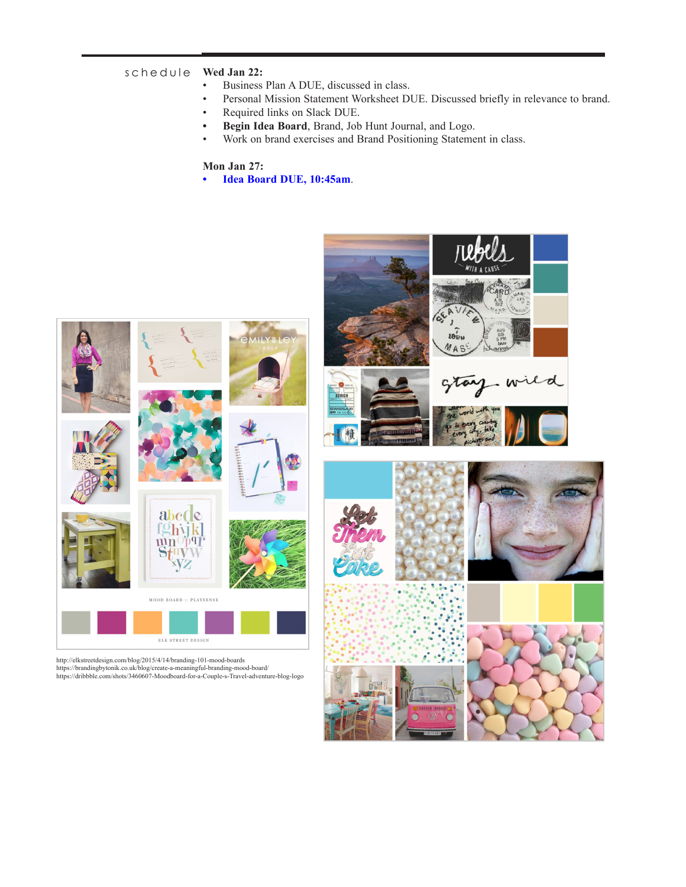schedule

**Wed Jan 22:**

- Business Plan A DUE, discussed in class.
- Personal Mission Statement Worksheet DUE. Discussed briefly in relevance to brand.
- Required links on Slack DUE.
- **Begin Idea Board**, Brand, Job Hunt Journal, and Logo.
- Work on brand exercises and Brand Positioning Statement in class.

**Mon Jan 27:**

- **Idea Board DUE, 10:45am**.

http://elkstreetdesign.com/blog/2015/4/14/branding-101-mood-boards
https://brandingbytonik.co.uk/blog/create-a-meaningful-branding-mood-board/
https://dribbble.com/shots/3460607-Moodboard-for-a-Couple-s-Travel-adventure-blog-logo